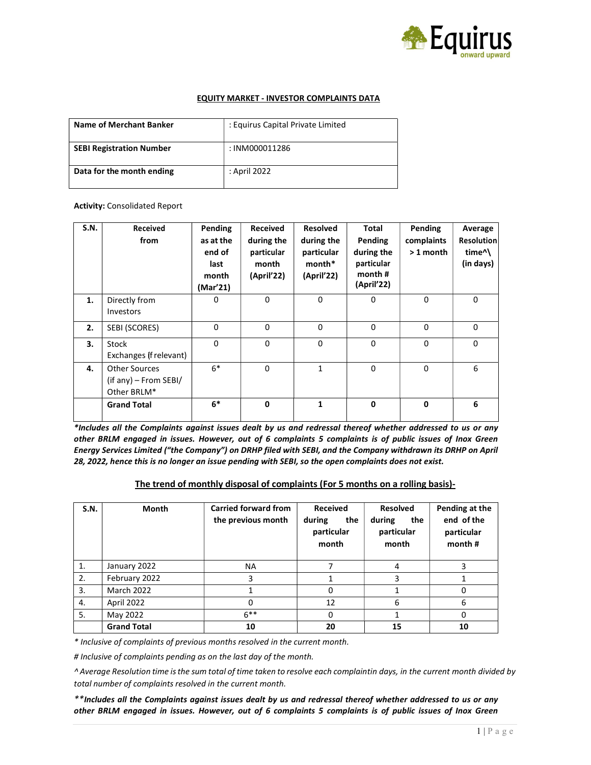# EQUITY MARKET - INVESTOR COMPLAINTS DATA

| Name of Merchant Banker | : Equirus Capital Private Limited |
|---|---|
| SEBI Registration Number | : INM000011286 |
| Data for the month ending | : April 2022 |

**Activity:** Consolidated Report

| S.N. | Received from | Pending as at the end of last month (Mar'21) | Received during the particular month (April'22) | Resolved during the particular month* (April'22) | Total Pending during the particular month # (April'22) | Pending complaints > 1 month | Average Resolution time^\ (in days) |
|---|---|---|---|---|---|---|---|
| 1. | Directly from Investors | 0 | 0 | 0 | 0 | 0 | 0 |
| 2. | SEBI (SCORES) | 0 | 0 | 0 | 0 | 0 | 0 |
| 3. | Stock Exchanges (f relevant) | 0 | 0 | 0 | 0 | 0 | 0 |
| 4. | Other Sources (if any) – From SEBI/ Other BRLM* | 6* | 0 | 1 | 0 | 0 | 6 |
| | **Grand Total** | **6*** | **0** | **1** | **0** | **0** | **6** |

***Includes all the Complaints against issues dealt by us and redressal thereof whether addressed to us or any other BRLM engaged in issues. However, out of 6 complaints 5 complaints is of public issues of Inox Green Energy Services Limited ("the Company") on DRHP filed with SEBI, and the Company withdrawn its DRHP on April 28, 2022, hence this is no longer an issue pending with SEBI, so the open complaints does not exist.***

## The trend of monthly disposal of complaints (For 5 months on a rolling basis)-

| S.N. | Month | Carried forward from the previous month | Received during the particular month | Resolved during the particular month | Pending at the end of the particular month # |
|---|---|---|---|---|---|
| 1. | January 2022 | NA | 7 | 4 | 3 |
| 2. | February 2022 | 3 | 1 | 3 | 1 |
| 3. | March 2022 | 1 | 0 | 1 | 0 |
| 4. | April 2022 | 0 | 12 | 6 | 6 |
| 5. | May 2022 | 6** | 0 | 1 | 0 |
| | **Grand Total** | **10** | **20** | **15** | **10** |

*\* Inclusive of complaints of previous months resolved in the current month.*

*# Inclusive of complaints pending as on the last day of the month.*

*^ Average Resolution time is the sum total of time taken to resolve each complaintin days, in the current month divided by total number of complaints resolved in the current month.*

***\*\*Includes all the Complaints against issues dealt by us and redressal thereof whether addressed to us or any other BRLM engaged in issues. However, out of 6 complaints 5 complaints is of public issues of Inox Green***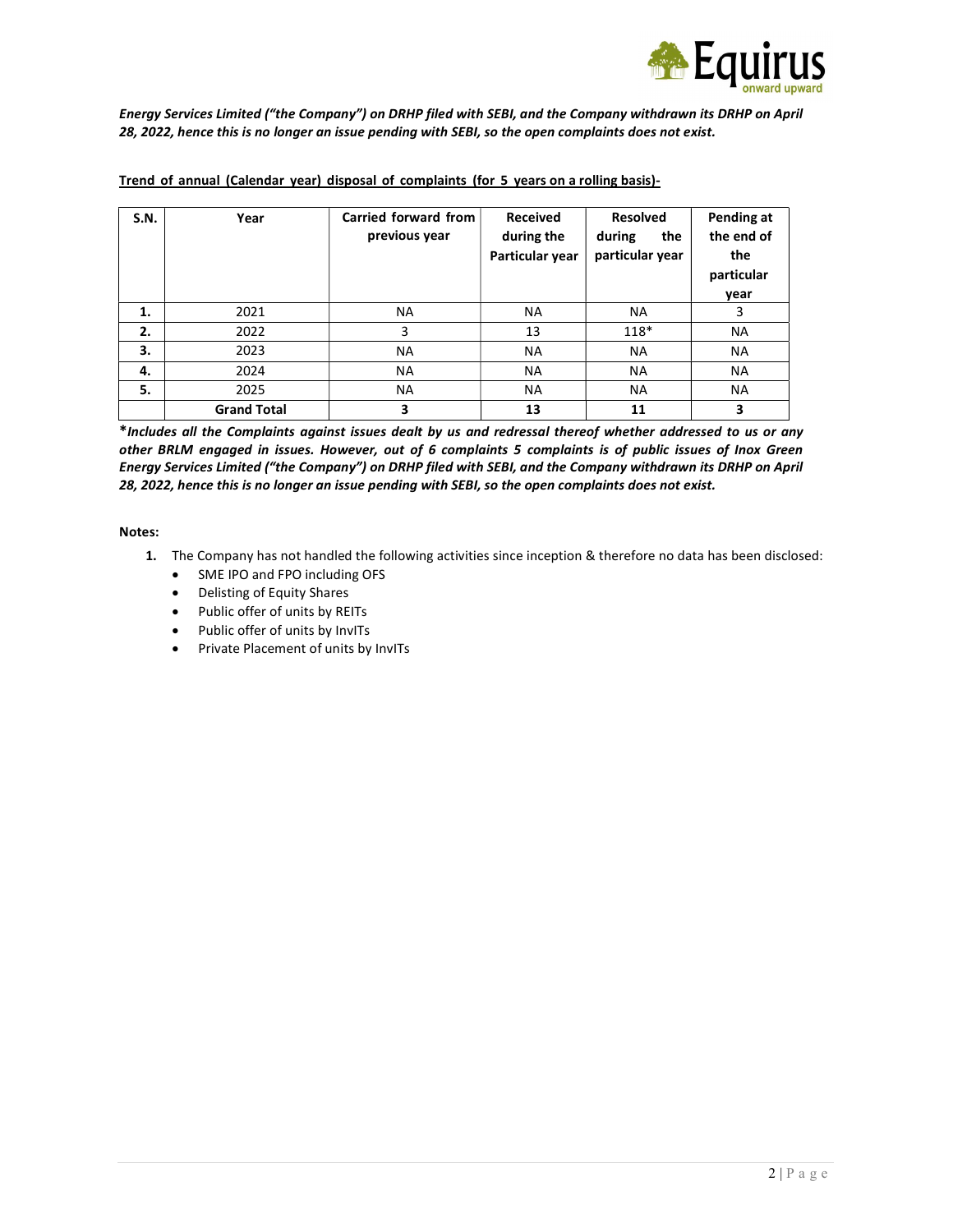*Energy Services Limited ("the Company") on DRHP filed with SEBI, and the Company withdrawn its DRHP on April 28, 2022, hence this is no longer an issue pending with SEBI, so the open complaints does not exist.*

**Trend of annual (Calendar year) disposal of complaints (for 5 years on a rolling basis)-**

| S.N. | Year | Carried forward from previous year | Received during the Particular year | Resolved during the particular year | Pending at the end of the particular year |
|---|---|---|---|---|---|
| 1. | 2021 | NA | NA | NA | 3 |
| 2. | 2022 | 3 | 13 | 118* | NA |
| 3. | 2023 | NA | NA | NA | NA |
| 4. | 2024 | NA | NA | NA | NA |
| 5. | 2025 | NA | NA | NA | NA |
| | **Grand Total** | **3** | **13** | **11** | **3** |

*\*Includes all the Complaints against issues dealt by us and redressal thereof whether addressed to us or any other BRLM engaged in issues. However, out of 6 complaints 5 complaints is of public issues of Inox Green Energy Services Limited ("the Company") on DRHP filed with SEBI, and the Company withdrawn its DRHP on April 28, 2022, hence this is no longer an issue pending with SEBI, so the open complaints does not exist.*

**Notes:**

1. The Company has not handled the following activities since inception & therefore no data has been disclosed:
   - SME IPO and FPO including OFS
   - Delisting of Equity Shares
   - Public offer of units by REITs
   - Public offer of units by InvITs
   - Private Placement of units by InvITs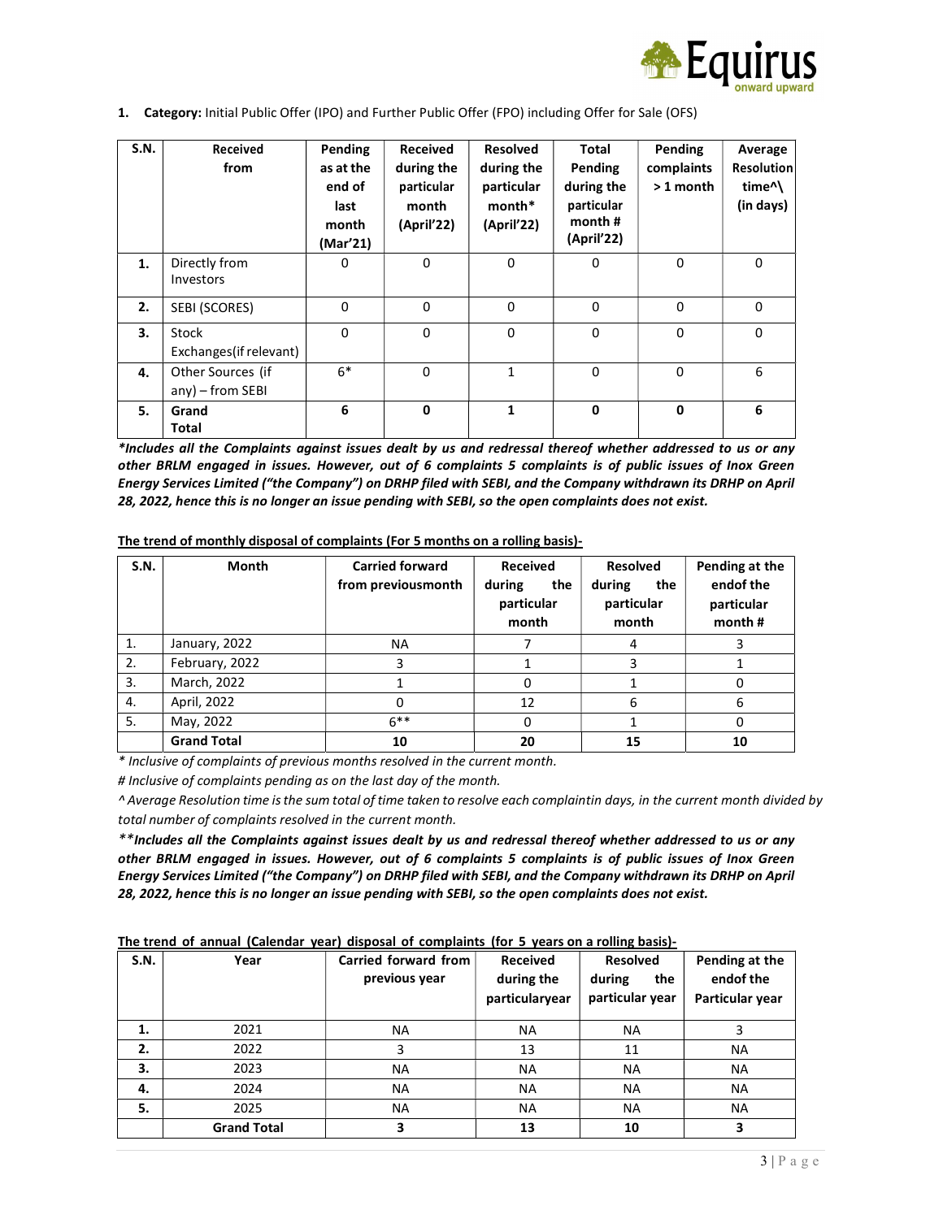1. **Category:** Initial Public Offer (IPO) and Further Public Offer (FPO) including Offer for Sale (OFS)

| S.N. | Received from | Pending as at the end of last month (Mar'21) | Received during the particular month (April'22) | Resolved during the particular month* (April'22) | Total Pending during the particular month # (April'22) | Pending complaints > 1 month | Average Resolution time^\ (in days) |
|---|---|---|---|---|---|---|---|
| **1.** | Directly from Investors | 0 | 0 | 0 | 0 | 0 | 0 |
| **2.** | SEBI (SCORES) | 0 | 0 | 0 | 0 | 0 | 0 |
| **3.** | Stock Exchanges(if relevant) | 0 | 0 | 0 | 0 | 0 | 0 |
| **4.** | Other Sources (if any) – from SEBI | 6* | 0 | 1 | 0 | 0 | 6 |
| **5.** | **Grand Total** | **6** | **0** | **1** | **0** | **0** | **6** |

***Includes all the Complaints against issues dealt by us and redressal thereof whether addressed to us or any other BRLM engaged in issues. However, out of 6 complaints 5 complaints is of public issues of Inox Green Energy Services Limited ("the Company") on DRHP filed with SEBI, and the Company withdrawn its DRHP on April 28, 2022, hence this is no longer an issue pending with SEBI, so the open complaints does not exist.***

**The trend of monthly disposal of complaints (For 5 months on a rolling basis)-**

| S.N. | Month | Carried forward from previousmonth | Received during the particular month | Resolved during the particular month | Pending at the endof the particular month # |
|---|---|---|---|---|---|
| 1. | January, 2022 | NA | 7 | 4 | 3 |
| 2. | February, 2022 | 3 | 1 | 3 | 1 |
| 3. | March, 2022 | 1 | 0 | 1 | 0 |
| 4. | April, 2022 | 0 | 12 | 6 | 6 |
| 5. | May, 2022 | 6** | 0 | 1 | 0 |
| | **Grand Total** | **10** | **20** | **15** | **10** |

*\* Inclusive of complaints of previous months resolved in the current month.*

*# Inclusive of complaints pending as on the last day of the month.*

*^ Average Resolution time is the sum total of time taken to resolve each complaintin days, in the current month divided by total number of complaints resolved in the current month.*

***\*\*Includes all the Complaints against issues dealt by us and redressal thereof whether addressed to us or any other BRLM engaged in issues. However, out of 6 complaints 5 complaints is of public issues of Inox Green Energy Services Limited ("the Company") on DRHP filed with SEBI, and the Company withdrawn its DRHP on April 28, 2022, hence this is no longer an issue pending with SEBI, so the open complaints does not exist.***

**The trend of annual (Calendar year) disposal of complaints (for 5 years on a rolling basis)-**

| S.N. | Year | Carried forward from previous year | Received during the particularyear | Resolved during the particular year | Pending at the endof the Particular year |
|---|---|---|---|---|---|
| **1.** | 2021 | NA | NA | NA | 3 |
| **2.** | 2022 | 3 | 13 | 11 | NA |
| **3.** | 2023 | NA | NA | NA | NA |
| **4.** | 2024 | NA | NA | NA | NA |
| **5.** | 2025 | NA | NA | NA | NA |
| | **Grand Total** | **3** | **13** | **10** | **3** |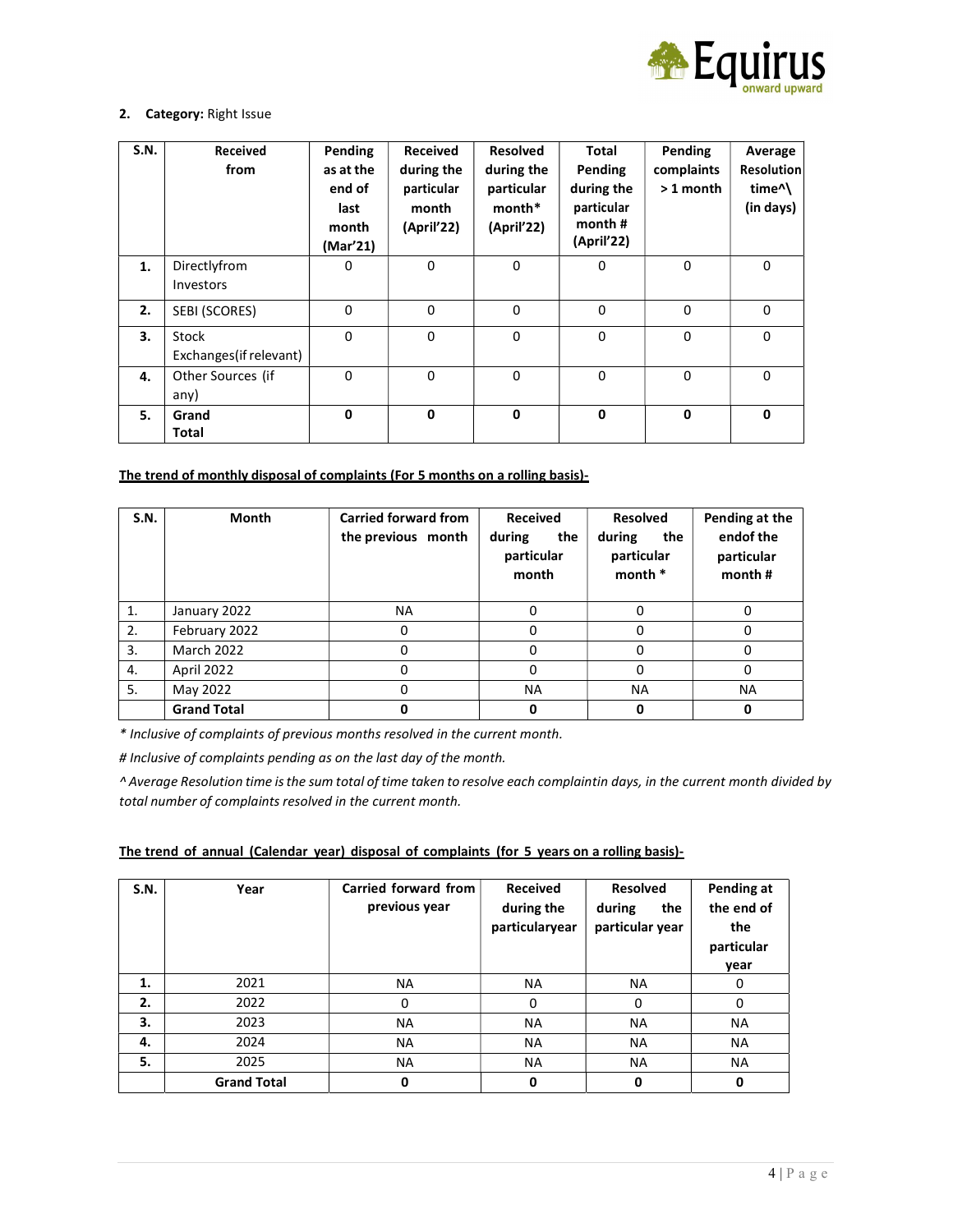**2. Category:** Right Issue

| S.N. | Received from | Pending as at the end of last month (Mar'21) | Received during the particular month (April'22) | Resolved during the particular month* (April'22) | Total Pending during the particular month # (April'22) | Pending complaints > 1 month | Average Resolution time^\ (in days) |
|---|---|---|---|---|---|---|---|
| **1.** | Directlyfrom Investors | 0 | 0 | 0 | 0 | 0 | 0 |
| **2.** | SEBI (SCORES) | 0 | 0 | 0 | 0 | 0 | 0 |
| **3.** | Stock Exchanges(if relevant) | 0 | 0 | 0 | 0 | 0 | 0 |
| **4.** | Other Sources (if any) | 0 | 0 | 0 | 0 | 0 | 0 |
| **5.** | **Grand Total** | **0** | **0** | **0** | **0** | **0** | **0** |

**The trend of monthly disposal of complaints (For 5 months on a rolling basis)-**

| S.N. | Month | Carried forward from the previous month | Received during the particular month | Resolved during the particular month * | Pending at the endof the particular month # |
|---|---|---|---|---|---|
| 1. | January 2022 | NA | 0 | 0 | 0 |
| 2. | February 2022 | 0 | 0 | 0 | 0 |
| 3. | March 2022 | 0 | 0 | 0 | 0 |
| 4. | April 2022 | 0 | 0 | 0 | 0 |
| 5. | May 2022 | 0 | NA | NA | NA |
| | **Grand Total** | **0** | **0** | **0** | **0** |

*\* Inclusive of complaints of previous months resolved in the current month.*

*# Inclusive of complaints pending as on the last day of the month.*

*^ Average Resolution time is the sum total of time taken to resolve each complaintin days, in the current month divided by total number of complaints resolved in the current month.*

**The trend of annual (Calendar year) disposal of complaints (for 5 years on a rolling basis)-**

| S.N. | Year | Carried forward from previous year | Received during the particularyear | Resolved during the particular year | Pending at the end of the particular year |
|---|---|---|---|---|---|
| **1.** | 2021 | NA | NA | NA | 0 |
| **2.** | 2022 | 0 | 0 | 0 | 0 |
| **3.** | 2023 | NA | NA | NA | NA |
| **4.** | 2024 | NA | NA | NA | NA |
| **5.** | 2025 | NA | NA | NA | NA |
| | **Grand Total** | **0** | **0** | **0** | **0** |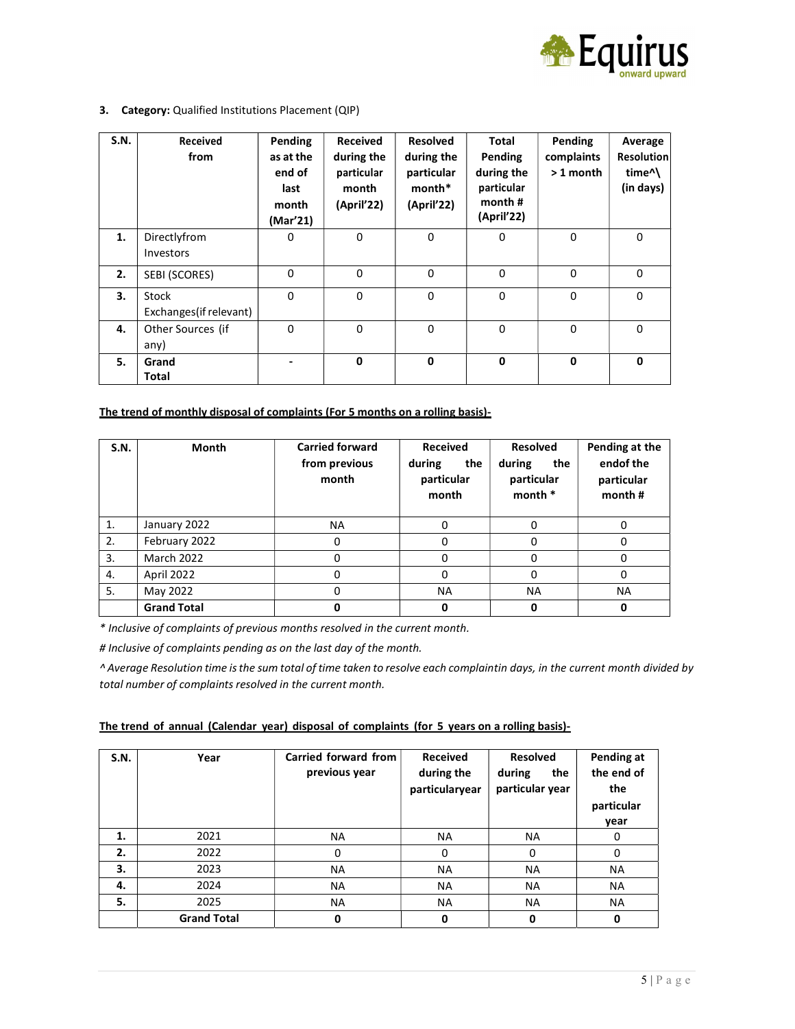3. **Category:** Qualified Institutions Placement (QIP)

| S.N. | Received from | Pending as at the end of last month (Mar'21) | Received during the particular month (April'22) | Resolved during the particular month* (April'22) | Total Pending during the particular month # (April'22) | Pending complaints > 1 month | Average Resolution time^\ (in days) |
|---|---|---|---|---|---|---|---|
| 1. | Directlyfrom Investors | 0 | 0 | 0 | 0 | 0 | 0 |
| 2. | SEBI (SCORES) | 0 | 0 | 0 | 0 | 0 | 0 |
| 3. | Stock Exchanges(if relevant) | 0 | 0 | 0 | 0 | 0 | 0 |
| 4. | Other Sources (if any) | 0 | 0 | 0 | 0 | 0 | 0 |
| 5. | **Grand Total** | - | **0** | **0** | **0** | **0** | **0** |

**The trend of monthly disposal of complaints (For 5 months on a rolling basis)-**

| S.N. | Month | Carried forward from previous month | Received during the particular month | Resolved during the particular month * | Pending at the endof the particular month # |
|---|---|---|---|---|---|
| 1. | January 2022 | NA | 0 | 0 | 0 |
| 2. | February 2022 | 0 | 0 | 0 | 0 |
| 3. | March 2022 | 0 | 0 | 0 | 0 |
| 4. | April 2022 | 0 | 0 | 0 | 0 |
| 5. | May 2022 | 0 | NA | NA | NA |
| | **Grand Total** | **0** | **0** | **0** | **0** |

*\* Inclusive of complaints of previous months resolved in the current month.*

*# Inclusive of complaints pending as on the last day of the month.*

*^ Average Resolution time is the sum total of time taken to resolve each complaintin days, in the current month divided by total number of complaints resolved in the current month.*

**The trend of annual (Calendar year) disposal of complaints (for 5 years on a rolling basis)-**

| S.N. | Year | Carried forward from previous year | Received during the particularyear | Resolved during the particular year | Pending at the end of the particular year |
|---|---|---|---|---|---|
| **1.** | 2021 | NA | NA | NA | 0 |
| **2.** | 2022 | 0 | 0 | 0 | 0 |
| **3.** | 2023 | NA | NA | NA | NA |
| **4.** | 2024 | NA | NA | NA | NA |
| **5.** | 2025 | NA | NA | NA | NA |
| | **Grand Total** | **0** | **0** | **0** | **0** |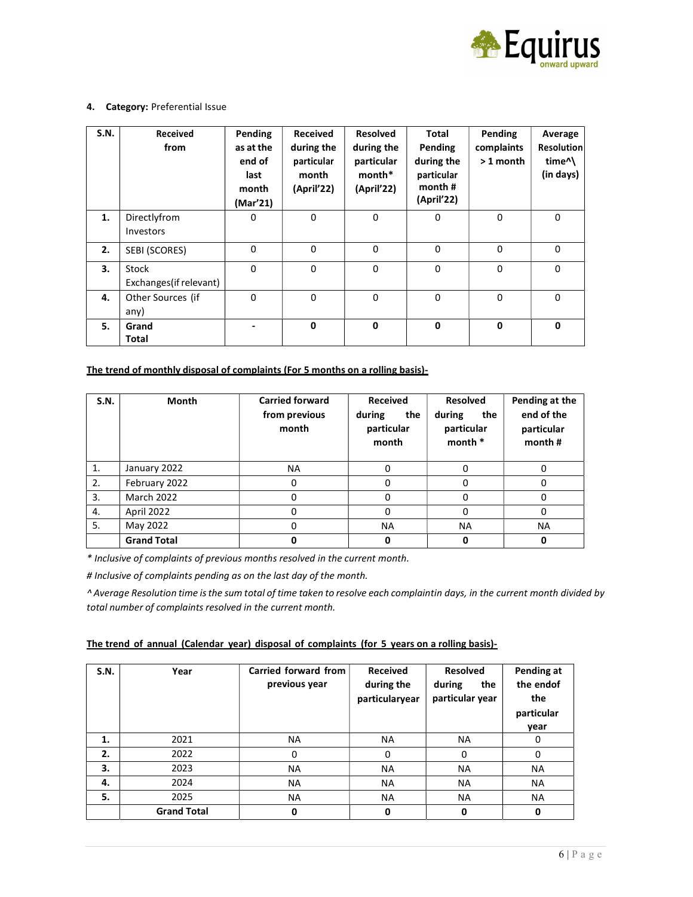4. **Category:** Preferential Issue

| S.N. | Received from | Pending as at the end of last month (Mar'21) | Received during the particular month (April'22) | Resolved during the particular month* (April'22) | Total Pending during the particular month # (April'22) | Pending complaints > 1 month | Average Resolution time^\ (in days) |
|---|---|---|---|---|---|---|---|
| **1.** | Directlyfrom Investors | 0 | 0 | 0 | 0 | 0 | 0 |
| **2.** | SEBI (SCORES) | 0 | 0 | 0 | 0 | 0 | 0 |
| **3.** | Stock Exchanges(if relevant) | 0 | 0 | 0 | 0 | 0 | 0 |
| **4.** | Other Sources (if any) | 0 | 0 | 0 | 0 | 0 | 0 |
| **5.** | **Grand Total** | - | **0** | **0** | **0** | **0** | **0** |

**The trend of monthly disposal of complaints (For 5 months on a rolling basis)-**

| S.N. | Month | Carried forward from previous month | Received during the particular month | Resolved during the particular month * | Pending at the end of the particular month # |
|---|---|---|---|---|---|
| 1. | January 2022 | NA | 0 | 0 | 0 |
| 2. | February 2022 | 0 | 0 | 0 | 0 |
| 3. | March 2022 | 0 | 0 | 0 | 0 |
| 4. | April 2022 | 0 | 0 | 0 | 0 |
| 5. | May 2022 | 0 | NA | NA | NA |
| | **Grand Total** | **0** | **0** | **0** | **0** |

*\* Inclusive of complaints of previous months resolved in the current month.*

*# Inclusive of complaints pending as on the last day of the month.*

*^ Average Resolution time is the sum total of time taken to resolve each complaintin days, in the current month divided by total number of complaints resolved in the current month.*

**The trend of annual (Calendar year) disposal of complaints (for 5 years on a rolling basis)-**

| S.N. | Year | Carried forward from previous year | Received during the particularyear | Resolved during the particular year | Pending at the endof the particular year |
|---|---|---|---|---|---|
| **1.** | 2021 | NA | NA | NA | 0 |
| **2.** | 2022 | 0 | 0 | 0 | 0 |
| **3.** | 2023 | NA | NA | NA | NA |
| **4.** | 2024 | NA | NA | NA | NA |
| **5.** | 2025 | NA | NA | NA | NA |
| | **Grand Total** | **0** | **0** | **0** | **0** |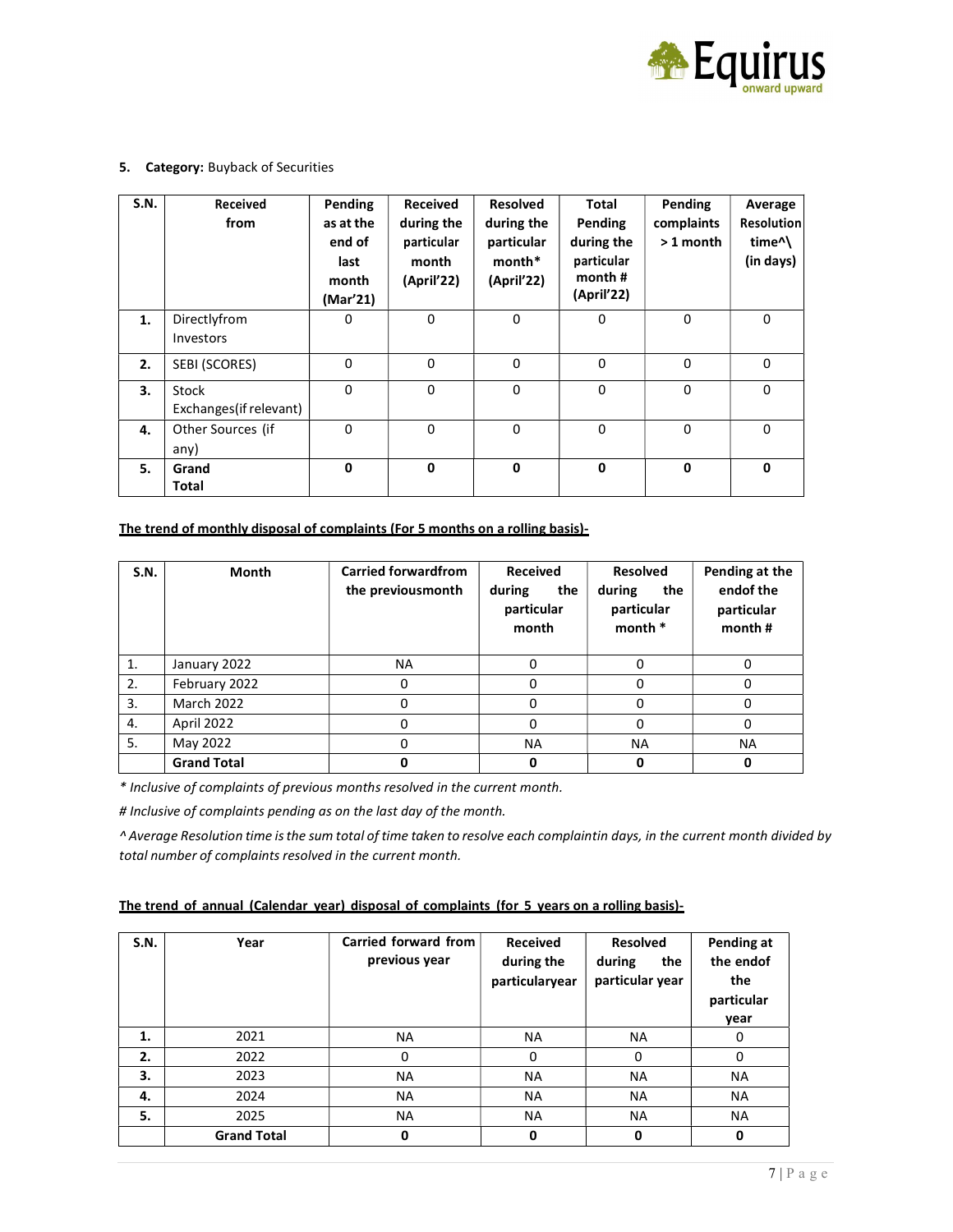**5. Category:** Buyback of Securities

| S.N. | Received from | Pending as at the end of last month (Mar'21) | Received during the particular month (April'22) | Resolved during the particular month* (April'22) | Total Pending during the particular month # (April'22) | Pending complaints > 1 month | Average Resolution time^\ (in days) |
|---|---|---|---|---|---|---|---|
| **1.** | Directlyfrom Investors | 0 | 0 | 0 | 0 | 0 | 0 |
| **2.** | SEBI (SCORES) | 0 | 0 | 0 | 0 | 0 | 0 |
| **3.** | Stock Exchanges(if relevant) | 0 | 0 | 0 | 0 | 0 | 0 |
| **4.** | Other Sources (if any) | 0 | 0 | 0 | 0 | 0 | 0 |
| **5.** | **Grand Total** | **0** | **0** | **0** | **0** | **0** | **0** |

**The trend of monthly disposal of complaints (For 5 months on a rolling basis)-**

| S.N. | Month | Carried forwardfrom the previousmonth | Received during the particular month | Resolved during the particular month * | Pending at the endof the particular month # |
|---|---|---|---|---|---|
| 1. | January 2022 | NA | 0 | 0 | 0 |
| 2. | February 2022 | 0 | 0 | 0 | 0 |
| 3. | March 2022 | 0 | 0 | 0 | 0 |
| 4. | April 2022 | 0 | 0 | 0 | 0 |
| 5. | May 2022 | 0 | NA | NA | NA |
| | **Grand Total** | **0** | **0** | **0** | **0** |

*\* Inclusive of complaints of previous months resolved in the current month.*

*# Inclusive of complaints pending as on the last day of the month.*

*^ Average Resolution time is the sum total of time taken to resolve each complaintin days, in the current month divided by total number of complaints resolved in the current month.*

**The trend of annual (Calendar year) disposal of complaints (for 5 years on a rolling basis)-**

| S.N. | Year | Carried forward from previous year | Received during the particularyear | Resolved during the particular year | Pending at the endof the particular year |
|---|---|---|---|---|---|
| **1.** | 2021 | NA | NA | NA | 0 |
| **2.** | 2022 | 0 | 0 | 0 | 0 |
| **3.** | 2023 | NA | NA | NA | NA |
| **4.** | 2024 | NA | NA | NA | NA |
| **5.** | 2025 | NA | NA | NA | NA |
| | **Grand Total** | **0** | **0** | **0** | **0** |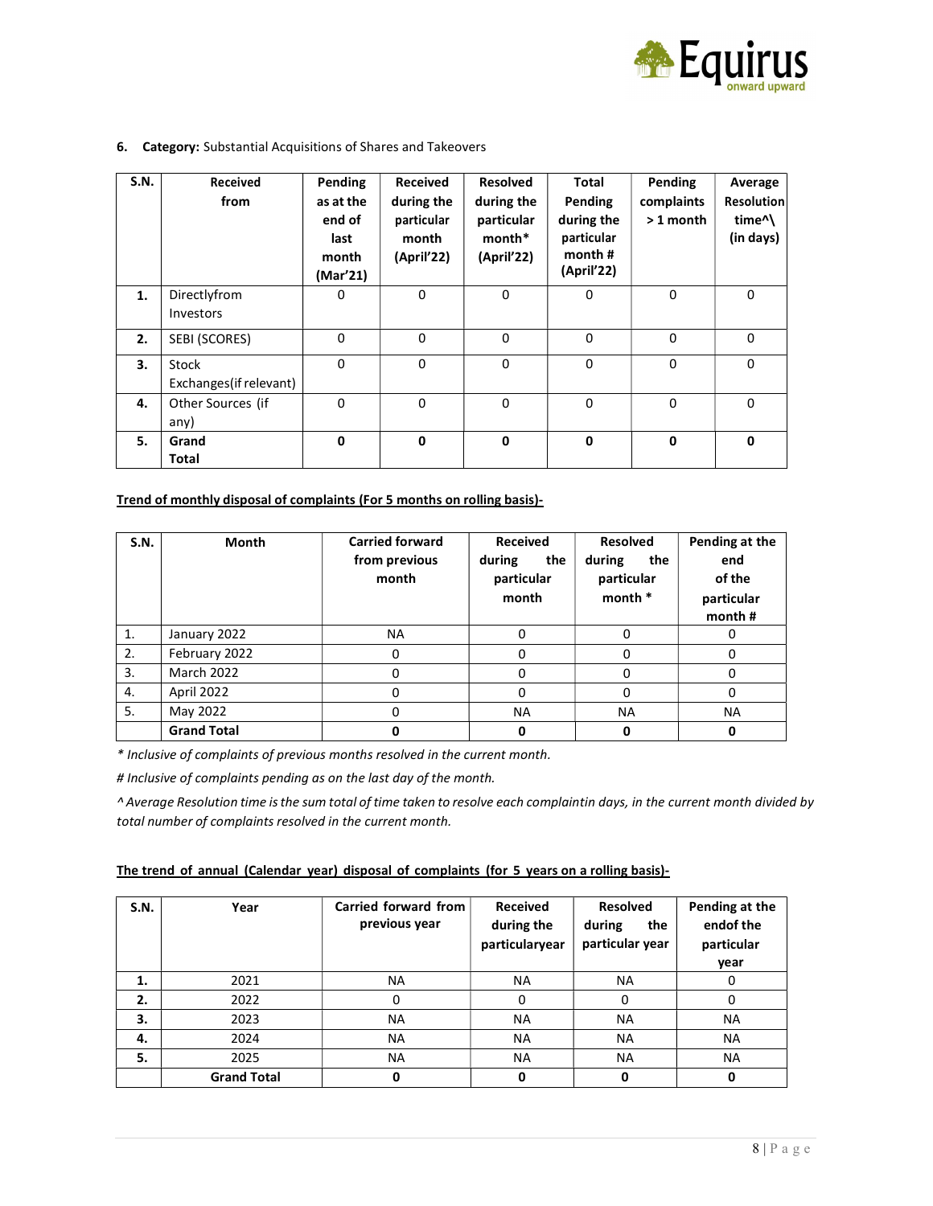**6. Category:** Substantial Acquisitions of Shares and Takeovers

| S.N. | Received from | Pending as at the end of last month (Mar'21) | Received during the particular month (April'22) | Resolved during the particular month* (April'22) | Total Pending during the particular month # (April'22) | Pending complaints > 1 month | Average Resolution time^\ (in days) |
|---|---|---|---|---|---|---|---|
| **1.** | Directlyfrom Investors | 0 | 0 | 0 | 0 | 0 | 0 |
| **2.** | SEBI (SCORES) | 0 | 0 | 0 | 0 | 0 | 0 |
| **3.** | Stock Exchanges(if relevant) | 0 | 0 | 0 | 0 | 0 | 0 |
| **4.** | Other Sources (if any) | 0 | 0 | 0 | 0 | 0 | 0 |
| **5.** | **Grand Total** | **0** | **0** | **0** | **0** | **0** | **0** |

**Trend of monthly disposal of complaints (For 5 months on rolling basis)-**

| S.N. | Month | Carried forward from previous month | Received during the particular month | Resolved during the particular month * | Pending at the end of the particular month # |
|---|---|---|---|---|---|
| 1. | January 2022 | NA | 0 | 0 | 0 |
| 2. | February 2022 | 0 | 0 | 0 | 0 |
| 3. | March 2022 | 0 | 0 | 0 | 0 |
| 4. | April 2022 | 0 | 0 | 0 | 0 |
| 5. | May 2022 | 0 | NA | NA | NA |
| | **Grand Total** | **0** | **0** | **0** | **0** |

*\* Inclusive of complaints of previous months resolved in the current month.*

*# Inclusive of complaints pending as on the last day of the month.*

*^ Average Resolution time is the sum total of time taken to resolve each complaintin days, in the current month divided by total number of complaints resolved in the current month.*

**The trend of annual (Calendar year) disposal of complaints (for 5 years on a rolling basis)-**

| S.N. | Year | Carried forward from previous year | Received during the particularyear | Resolved during the particular year | Pending at the endof the particular year |
|---|---|---|---|---|---|
| **1.** | 2021 | NA | NA | NA | 0 |
| **2.** | 2022 | 0 | 0 | 0 | 0 |
| **3.** | 2023 | NA | NA | NA | NA |
| **4.** | 2024 | NA | NA | NA | NA |
| **5.** | 2025 | NA | NA | NA | NA |
| | **Grand Total** | **0** | **0** | **0** | **0** |